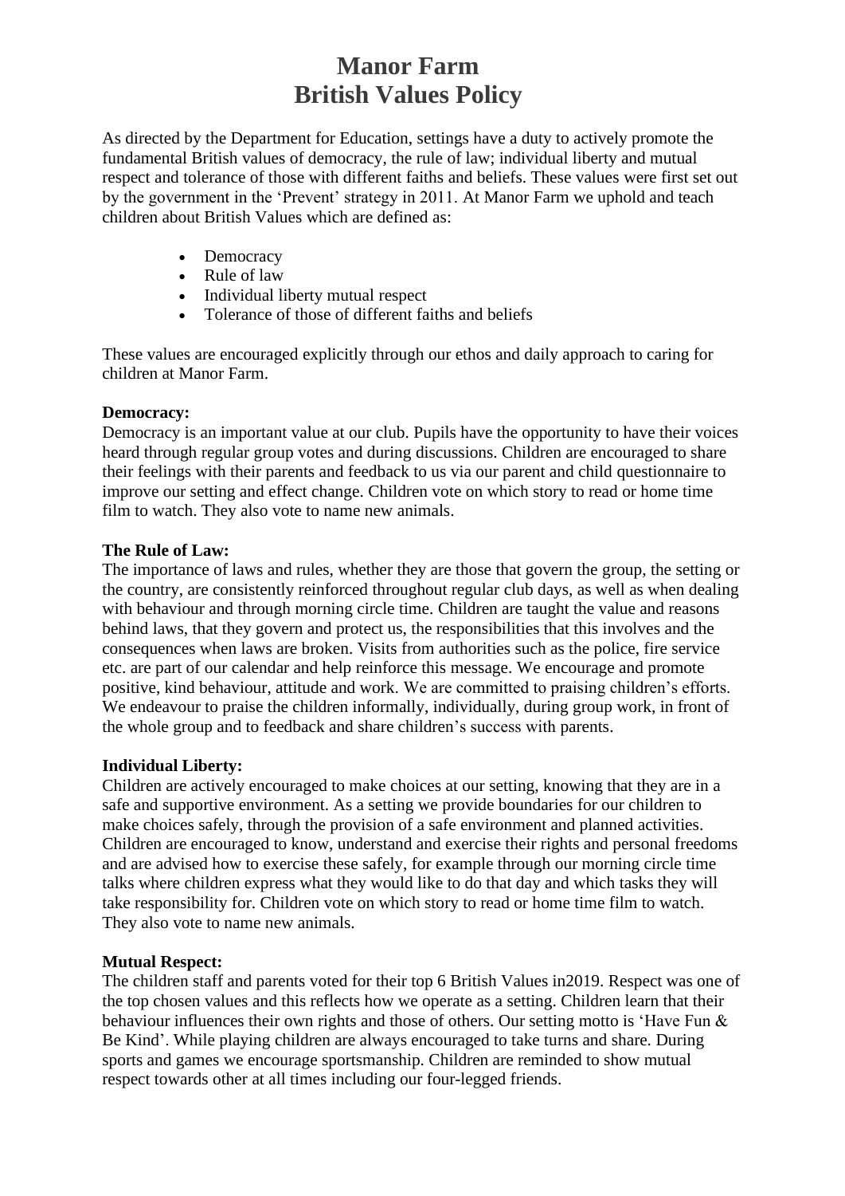# Manor Farm
# British Values Policy

As directed by the Department for Education, settings have a duty to actively promote the fundamental British values of democracy, the rule of law; individual liberty and mutual respect and tolerance of those with different faiths and beliefs. These values were first set out by the government in the 'Prevent' strategy in 2011. At Manor Farm we uphold and teach children about British Values which are defined as:

- Democracy
- Rule of law
- Individual liberty mutual respect
- Tolerance of those of different faiths and beliefs

These values are encouraged explicitly through our ethos and daily approach to caring for children at Manor Farm.

**Democracy:**
Democracy is an important value at our club. Pupils have the opportunity to have their voices heard through regular group votes and during discussions. Children are encouraged to share their feelings with their parents and feedback to us via our parent and child questionnaire to improve our setting and effect change. Children vote on which story to read or home time film to watch. They also vote to name new animals.

**The Rule of Law:**
The importance of laws and rules, whether they are those that govern the group, the setting or the country, are consistently reinforced throughout regular club days, as well as when dealing with behaviour and through morning circle time. Children are taught the value and reasons behind laws, that they govern and protect us, the responsibilities that this involves and the consequences when laws are broken. Visits from authorities such as the police, fire service etc. are part of our calendar and help reinforce this message. We encourage and promote positive, kind behaviour, attitude and work. We are committed to praising children's efforts. We endeavour to praise the children informally, individually, during group work, in front of the whole group and to feedback and share children's success with parents.

**Individual Liberty:**
Children are actively encouraged to make choices at our setting, knowing that they are in a safe and supportive environment. As a setting we provide boundaries for our children to make choices safely, through the provision of a safe environment and planned activities. Children are encouraged to know, understand and exercise their rights and personal freedoms and are advised how to exercise these safely, for example through our morning circle time talks where children express what they would like to do that day and which tasks they will take responsibility for. Children vote on which story to read or home time film to watch. They also vote to name new animals.

**Mutual Respect:**
The children staff and parents voted for their top 6 British Values in2019. Respect was one of the top chosen values and this reflects how we operate as a setting. Children learn that their behaviour influences their own rights and those of others. Our setting motto is 'Have Fun & Be Kind'. While playing children are always encouraged to take turns and share. During sports and games we encourage sportsmanship. Children are reminded to show mutual respect towards other at all times including our four-legged friends.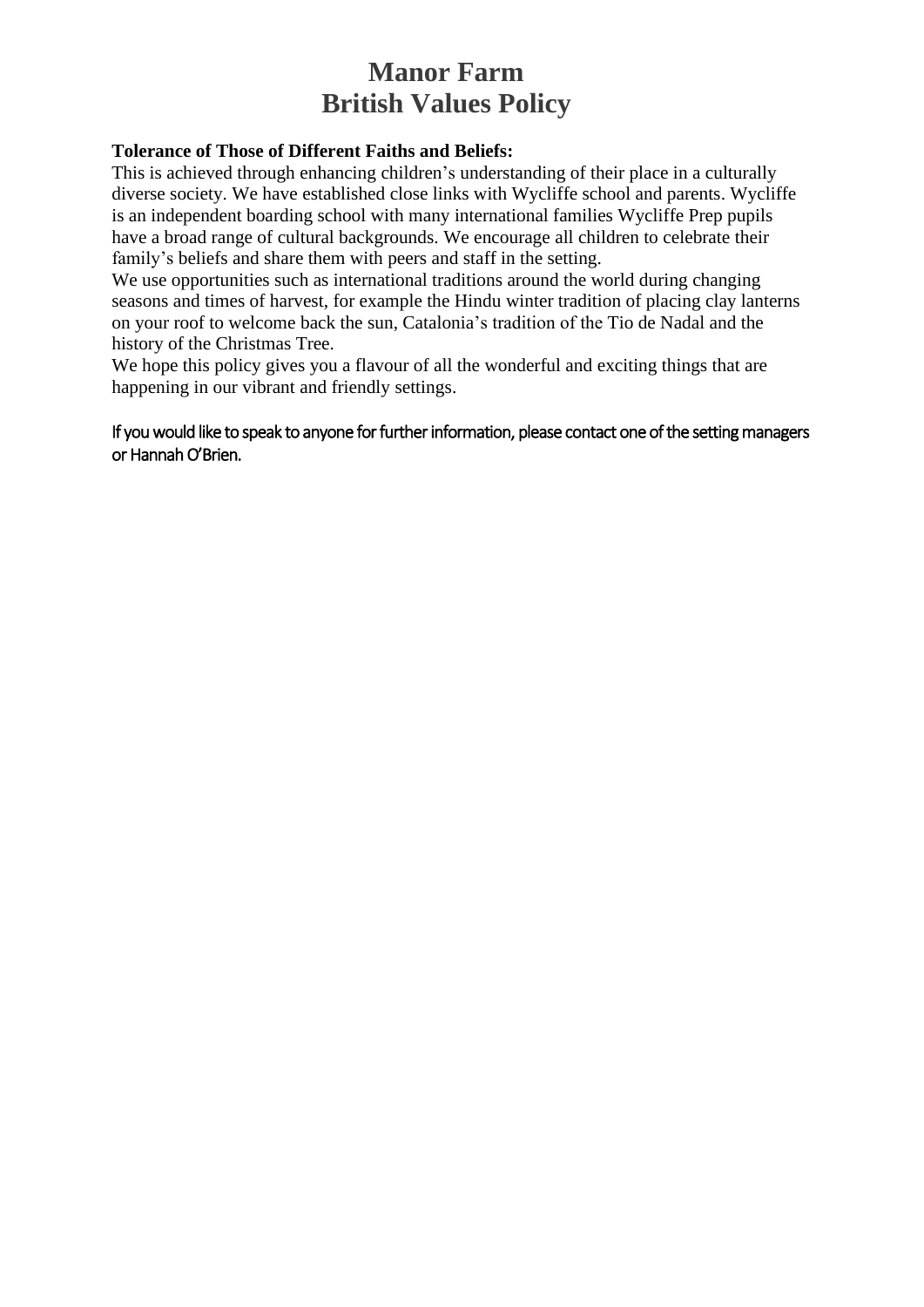# Manor Farm
# British Values Policy

**Tolerance of Those of Different Faiths and Beliefs:**

This is achieved through enhancing children's understanding of their place in a culturally diverse society. We have established close links with Wycliffe school and parents. Wycliffe is an independent boarding school with many international families Wycliffe Prep pupils have a broad range of cultural backgrounds. We encourage all children to celebrate their family's beliefs and share them with peers and staff in the setting.

We use opportunities such as international traditions around the world during changing seasons and times of harvest, for example the Hindu winter tradition of placing clay lanterns on your roof to welcome back the sun, Catalonia's tradition of the Tio de Nadal and the history of the Christmas Tree.

We hope this policy gives you a flavour of all the wonderful and exciting things that are happening in our vibrant and friendly settings.

If you would like to speak to anyone for further information, please contact one of the setting managers or Hannah O'Brien.